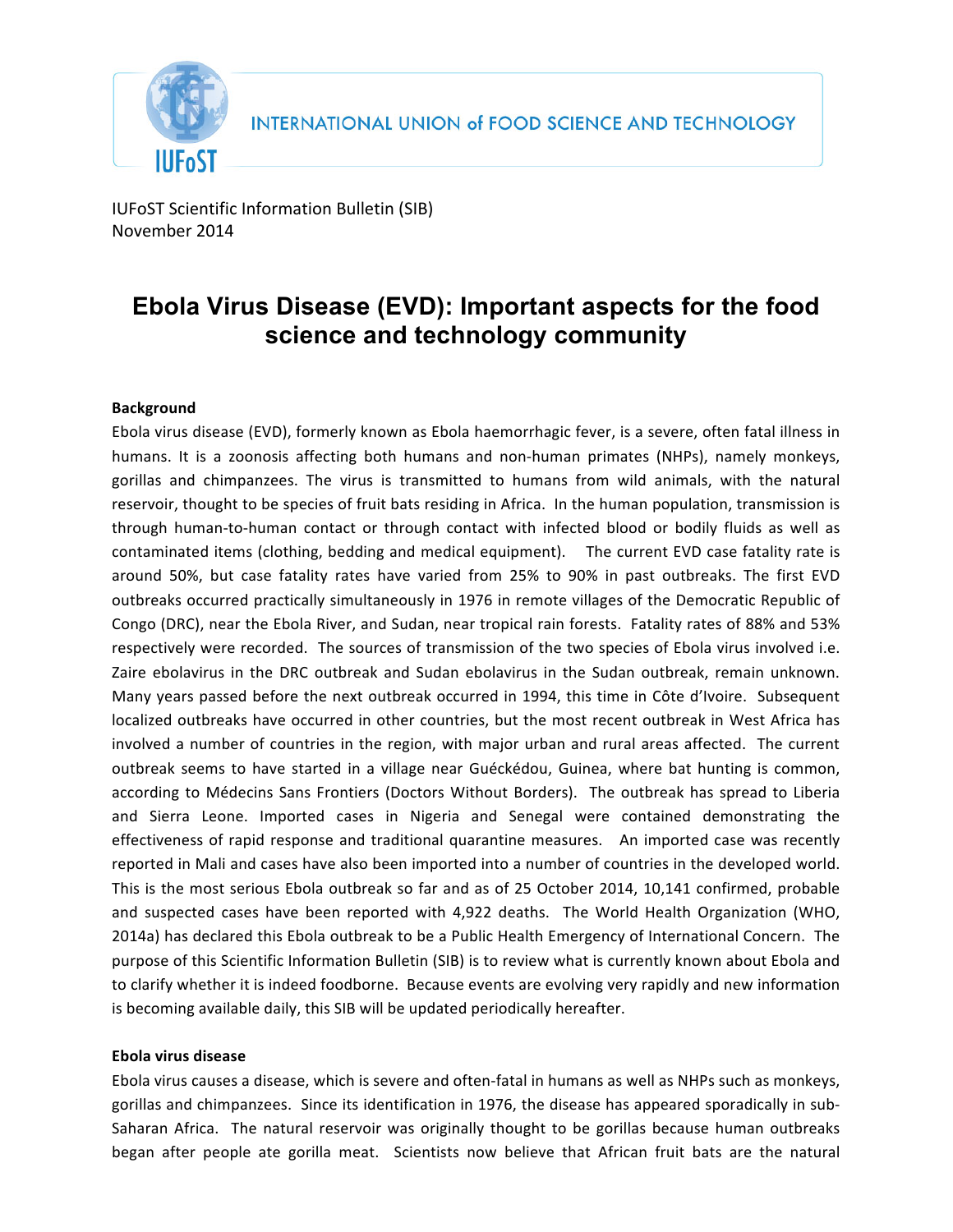INTERNATIONAL UNION of FOOD SCIENCE AND TECHNOLOGY

IUFoST Scientific Information Bulletin (SIB)
November 2014

# Ebola Virus Disease (EVD): Important aspects for the food science and technology community

**Background**

Ebola virus disease (EVD), formerly known as Ebola haemorrhagic fever, is a severe, often fatal illness in humans. It is a zoonosis affecting both humans and non-human primates (NHPs), namely monkeys, gorillas and chimpanzees. The virus is transmitted to humans from wild animals, with the natural reservoir, thought to be species of fruit bats residing in Africa. In the human population, transmission is through human-to-human contact or through contact with infected blood or bodily fluids as well as contaminated items (clothing, bedding and medical equipment). The current EVD case fatality rate is around 50%, but case fatality rates have varied from 25% to 90% in past outbreaks. The first EVD outbreaks occurred practically simultaneously in 1976 in remote villages of the Democratic Republic of Congo (DRC), near the Ebola River, and Sudan, near tropical rain forests. Fatality rates of 88% and 53% respectively were recorded. The sources of transmission of the two species of Ebola virus involved i.e. Zaire ebolavirus in the DRC outbreak and Sudan ebolavirus in the Sudan outbreak, remain unknown. Many years passed before the next outbreak occurred in 1994, this time in Côte d'Ivoire. Subsequent localized outbreaks have occurred in other countries, but the most recent outbreak in West Africa has involved a number of countries in the region, with major urban and rural areas affected. The current outbreak seems to have started in a village near Guéckédou, Guinea, where bat hunting is common, according to Médecins Sans Frontiers (Doctors Without Borders). The outbreak has spread to Liberia and Sierra Leone. Imported cases in Nigeria and Senegal were contained demonstrating the effectiveness of rapid response and traditional quarantine measures. An imported case was recently reported in Mali and cases have also been imported into a number of countries in the developed world. This is the most serious Ebola outbreak so far and as of 25 October 2014, 10,141 confirmed, probable and suspected cases have been reported with 4,922 deaths. The World Health Organization (WHO, 2014a) has declared this Ebola outbreak to be a Public Health Emergency of International Concern. The purpose of this Scientific Information Bulletin (SIB) is to review what is currently known about Ebola and to clarify whether it is indeed foodborne. Because events are evolving very rapidly and new information is becoming available daily, this SIB will be updated periodically hereafter.

**Ebola virus disease**

Ebola virus causes a disease, which is severe and often-fatal in humans as well as NHPs such as monkeys, gorillas and chimpanzees. Since its identification in 1976, the disease has appeared sporadically in sub-Saharan Africa. The natural reservoir was originally thought to be gorillas because human outbreaks began after people ate gorilla meat. Scientists now believe that African fruit bats are the natural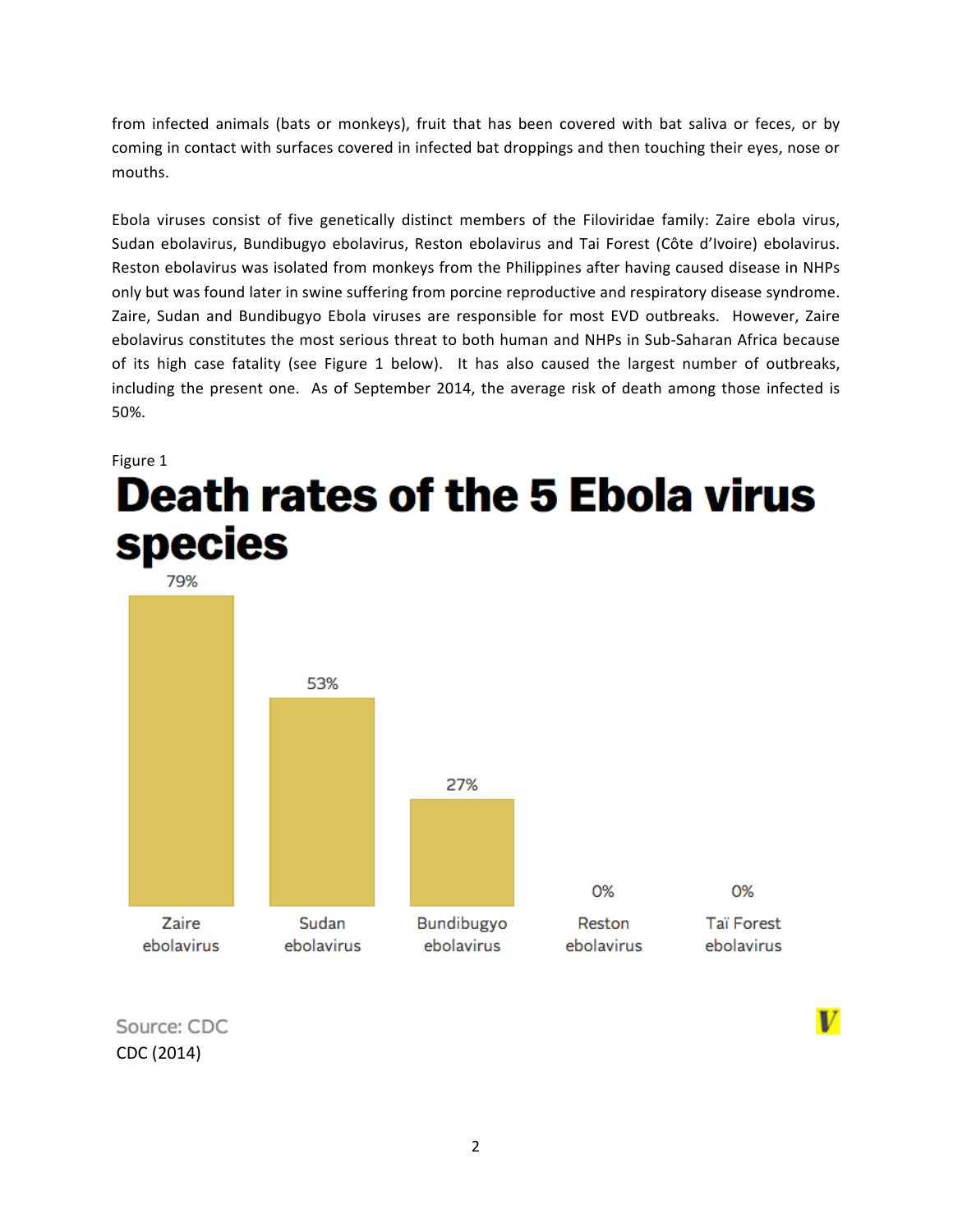from infected animals (bats or monkeys), fruit that has been covered with bat saliva or feces, or by coming in contact with surfaces covered in infected bat droppings and then touching their eyes, nose or mouths.

Ebola viruses consist of five genetically distinct members of the Filoviridae family: Zaire ebola virus, Sudan ebolavirus, Bundibugyo ebolavirus, Reston ebolavirus and Tai Forest (Côte d'Ivoire) ebolavirus. Reston ebolavirus was isolated from monkeys from the Philippines after having caused disease in NHPs only but was found later in swine suffering from porcine reproductive and respiratory disease syndrome. Zaire, Sudan and Bundibugyo Ebola viruses are responsible for most EVD outbreaks. However, Zaire ebolavirus constitutes the most serious threat to both human and NHPs in Sub-Saharan Africa because of its high case fatality (see Figure 1 below). It has also caused the largest number of outbreaks, including the present one. As of September 2014, the average risk of death among those infected is 50%.

Figure 1

**Death rates of the 5 Ebola virus species**

| Species | Death rate |
|---|---|
| Zaire ebolavirus | 79% |
| Sudan ebolavirus | 53% |
| Bundibugyo ebolavirus | 27% |
| Reston ebolavirus | 0% |
| Taï Forest ebolavirus | 0% |

Source: CDC

CDC (2014)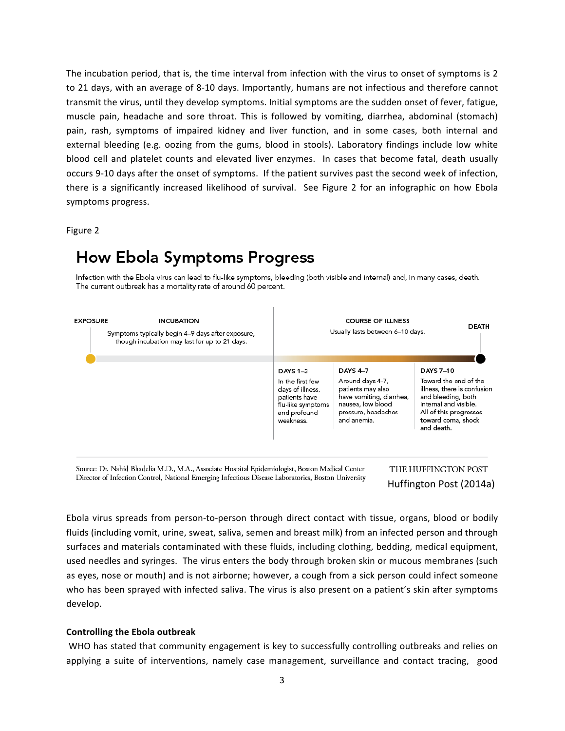The incubation period, that is, the time interval from infection with the virus to onset of symptoms is 2 to 21 days, with an average of 8-10 days. Importantly, humans are not infectious and therefore cannot transmit the virus, until they develop symptoms. Initial symptoms are the sudden onset of fever, fatigue, muscle pain, headache and sore throat. This is followed by vomiting, diarrhea, abdominal (stomach) pain, rash, symptoms of impaired kidney and liver function, and in some cases, both internal and external bleeding (e.g. oozing from the gums, blood in stools). Laboratory findings include low white blood cell and platelet counts and elevated liver enzymes. In cases that become fatal, death usually occurs 9-10 days after the onset of symptoms. If the patient survives past the second week of infection, there is a significantly increased likelihood of survival. See Figure 2 for an infographic on how Ebola symptoms progress.

Figure 2

## How Ebola Symptoms Progress

Infection with the Ebola virus can lead to flu-like symptoms, bleeding (both visible and internal) and, in many cases, death. The current outbreak has a mortality rate of around 60 percent.

**EXPOSURE**

**INCUBATION**
Symptoms typically begin 4–9 days after exposure, though incubation may last for up to 21 days.

**COURSE OF ILLNESS**
Usually lasts between 6–10 days.

**DEATH**

**DAYS 1–3**
In the first few days of illness, patients have flu-like symptoms and profound weakness.

**DAYS 4–7**
Around days 4-7, patients may also have vomiting, diarrhea, nausea, low blood pressure, headaches and anemia.

**DAYS 7–10**
Toward the end of the illness, there is confusion and bleeding, both internal and visible. All of this progresses toward coma, shock and death.

Source: Dr. Nahid Bhadelia M.D., M.A., Associate Hospital Epidemiologist, Boston Medical Center Director of Infection Control, National Emerging Infectious Disease Laboratories, Boston University

THE HUFFINGTON POST

Huffington Post (2014a)

Ebola virus spreads from person-to-person through direct contact with tissue, organs, blood or bodily fluids (including vomit, urine, sweat, saliva, semen and breast milk) from an infected person and through surfaces and materials contaminated with these fluids, including clothing, bedding, medical equipment, used needles and syringes. The virus enters the body through broken skin or mucous membranes (such as eyes, nose or mouth) and is not airborne; however, a cough from a sick person could infect someone who has been sprayed with infected saliva. The virus is also present on a patient's skin after symptoms develop.

**Controlling the Ebola outbreak**

WHO has stated that community engagement is key to successfully controlling outbreaks and relies on applying a suite of interventions, namely case management, surveillance and contact tracing, good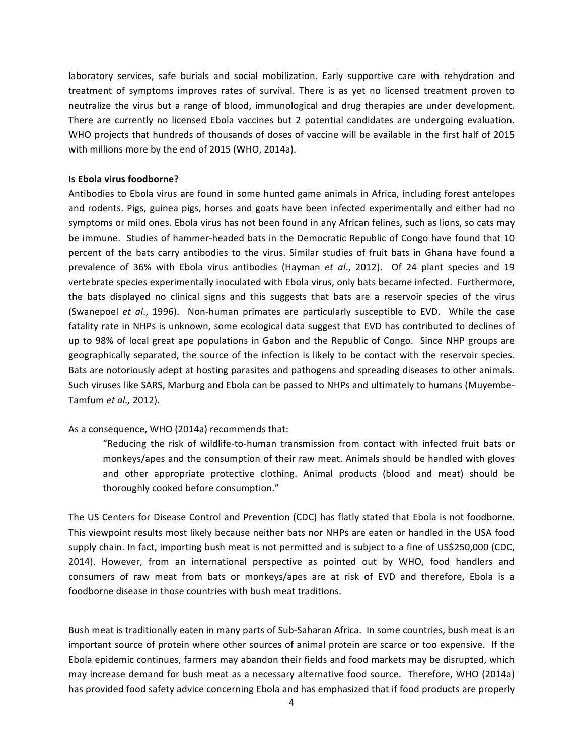laboratory services, safe burials and social mobilization. Early supportive care with rehydration and treatment of symptoms improves rates of survival. There is as yet no licensed treatment proven to neutralize the virus but a range of blood, immunological and drug therapies are under development. There are currently no licensed Ebola vaccines but 2 potential candidates are undergoing evaluation. WHO projects that hundreds of thousands of doses of vaccine will be available in the first half of 2015 with millions more by the end of 2015 (WHO, 2014a).

**Is Ebola virus foodborne?**

Antibodies to Ebola virus are found in some hunted game animals in Africa, including forest antelopes and rodents. Pigs, guinea pigs, horses and goats have been infected experimentally and either had no symptoms or mild ones. Ebola virus has not been found in any African felines, such as lions, so cats may be immune. Studies of hammer-headed bats in the Democratic Republic of Congo have found that 10 percent of the bats carry antibodies to the virus. Similar studies of fruit bats in Ghana have found a prevalence of 36% with Ebola virus antibodies (Hayman *et al*., 2012). Of 24 plant species and 19 vertebrate species experimentally inoculated with Ebola virus, only bats became infected. Furthermore, the bats displayed no clinical signs and this suggests that bats are a reservoir species of the virus (Swanepoel *et al*., 1996). Non-human primates are particularly susceptible to EVD. While the case fatality rate in NHPs is unknown, some ecological data suggest that EVD has contributed to declines of up to 98% of local great ape populations in Gabon and the Republic of Congo. Since NHP groups are geographically separated, the source of the infection is likely to be contact with the reservoir species. Bats are notoriously adept at hosting parasites and pathogens and spreading diseases to other animals. Such viruses like SARS, Marburg and Ebola can be passed to NHPs and ultimately to humans (Muyembe-Tamfum *et al.,* 2012).

As a consequence, WHO (2014a) recommends that:

> "Reducing the risk of wildlife-to-human transmission from contact with infected fruit bats or monkeys/apes and the consumption of their raw meat. Animals should be handled with gloves and other appropriate protective clothing. Animal products (blood and meat) should be thoroughly cooked before consumption."

The US Centers for Disease Control and Prevention (CDC) has flatly stated that Ebola is not foodborne. This viewpoint results most likely because neither bats nor NHPs are eaten or handled in the USA food supply chain. In fact, importing bush meat is not permitted and is subject to a fine of US$250,000 (CDC, 2014). However, from an international perspective as pointed out by WHO, food handlers and consumers of raw meat from bats or monkeys/apes are at risk of EVD and therefore, Ebola is a foodborne disease in those countries with bush meat traditions.

Bush meat is traditionally eaten in many parts of Sub-Saharan Africa. In some countries, bush meat is an important source of protein where other sources of animal protein are scarce or too expensive. If the Ebola epidemic continues, farmers may abandon their fields and food markets may be disrupted, which may increase demand for bush meat as a necessary alternative food source. Therefore, WHO (2014a) has provided food safety advice concerning Ebola and has emphasized that if food products are properly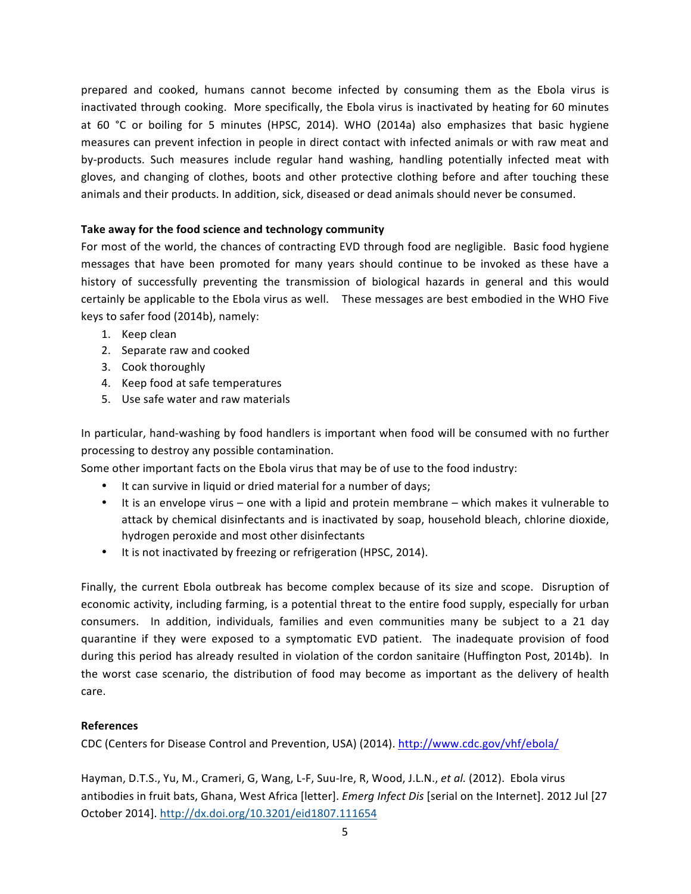prepared and cooked, humans cannot become infected by consuming them as the Ebola virus is inactivated through cooking. More specifically, the Ebola virus is inactivated by heating for 60 minutes at 60 °C or boiling for 5 minutes (HPSC, 2014). WHO (2014a) also emphasizes that basic hygiene measures can prevent infection in people in direct contact with infected animals or with raw meat and by-products. Such measures include regular hand washing, handling potentially infected meat with gloves, and changing of clothes, boots and other protective clothing before and after touching these animals and their products. In addition, sick, diseased or dead animals should never be consumed.

**Take away for the food science and technology community**

For most of the world, the chances of contracting EVD through food are negligible. Basic food hygiene messages that have been promoted for many years should continue to be invoked as these have a history of successfully preventing the transmission of biological hazards in general and this would certainly be applicable to the Ebola virus as well. These messages are best embodied in the WHO Five keys to safer food (2014b), namely:

1. Keep clean
2. Separate raw and cooked
3. Cook thoroughly
4. Keep food at safe temperatures
5. Use safe water and raw materials

In particular, hand-washing by food handlers is important when food will be consumed with no further processing to destroy any possible contamination.

Some other important facts on the Ebola virus that may be of use to the food industry:

- It can survive in liquid or dried material for a number of days;
- It is an envelope virus – one with a lipid and protein membrane – which makes it vulnerable to attack by chemical disinfectants and is inactivated by soap, household bleach, chlorine dioxide, hydrogen peroxide and most other disinfectants
- It is not inactivated by freezing or refrigeration (HPSC, 2014).

Finally, the current Ebola outbreak has become complex because of its size and scope. Disruption of economic activity, including farming, is a potential threat to the entire food supply, especially for urban consumers. In addition, individuals, families and even communities many be subject to a 21 day quarantine if they were exposed to a symptomatic EVD patient. The inadequate provision of food during this period has already resulted in violation of the cordon sanitaire (Huffington Post, 2014b). In the worst case scenario, the distribution of food may become as important as the delivery of health care.

**References**

CDC (Centers for Disease Control and Prevention, USA) (2014). http://www.cdc.gov/vhf/ebola/

Hayman, D.T.S., Yu, M., Crameri, G, Wang, L-F, Suu-Ire, R, Wood, J.L.N., *et al.* (2012). Ebola virus antibodies in fruit bats, Ghana, West Africa [letter]. *Emerg Infect Dis* [serial on the Internet]. 2012 Jul [27 October 2014]. http://dx.doi.org/10.3201/eid1807.111654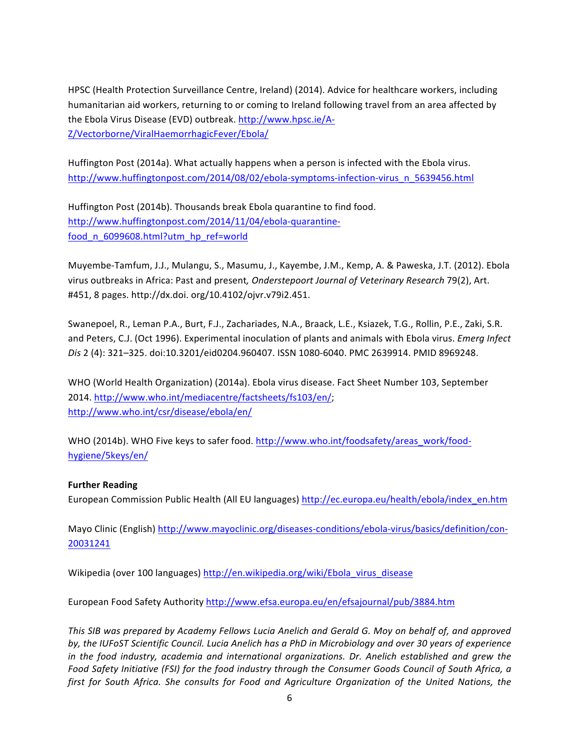HPSC (Health Protection Surveillance Centre, Ireland) (2014). Advice for healthcare workers, including humanitarian aid workers, returning to or coming to Ireland following travel from an area affected by the Ebola Virus Disease (EVD) outbreak. http://www.hpsc.ie/A-Z/Vectorborne/ViralHaemorrhagicFever/Ebola/

Huffington Post (2014a). What actually happens when a person is infected with the Ebola virus. http://www.huffingtonpost.com/2014/08/02/ebola-symptoms-infection-virus_n_5639456.html

Huffington Post (2014b). Thousands break Ebola quarantine to find food. http://www.huffingtonpost.com/2014/11/04/ebola-quarantine-food_n_6099608.html?utm_hp_ref=world

Muyembe-Tamfum, J.J., Mulangu, S., Masumu, J., Kayembe, J.M., Kemp, A. & Paweska, J.T. (2012). Ebola virus outbreaks in Africa: Past and present*, Onderstepoort Journal of Veterinary Research* 79(2), Art. #451, 8 pages. http://dx.doi. org/10.4102/ojvr.v79i2.451.

Swanepoel, R., Leman P.A., Burt, F.J., Zachariades, N.A., Braack, L.E., Ksiazek, T.G., Rollin, P.E., Zaki, S.R. and Peters, C.J. (Oct 1996). Experimental inoculation of plants and animals with Ebola virus. *Emerg Infect Dis* 2 (4): 321–325. doi:10.3201/eid0204.960407. ISSN 1080-6040. PMC 2639914. PMID 8969248.

WHO (World Health Organization) (2014a). Ebola virus disease. Fact Sheet Number 103, September 2014. http://www.who.int/mediacentre/factsheets/fs103/en/; http://www.who.int/csr/disease/ebola/en/

WHO (2014b). WHO Five keys to safer food. http://www.who.int/foodsafety/areas_work/food-hygiene/5keys/en/

**Further Reading**

European Commission Public Health (All EU languages) http://ec.europa.eu/health/ebola/index_en.htm

Mayo Clinic (English) http://www.mayoclinic.org/diseases-conditions/ebola-virus/basics/definition/con-20031241

Wikipedia (over 100 languages) http://en.wikipedia.org/wiki/Ebola_virus_disease

European Food Safety Authority http://www.efsa.europa.eu/en/efsajournal/pub/3884.htm

*This SIB was prepared by Academy Fellows Lucia Anelich and Gerald G. Moy on behalf of, and approved by, the IUFoST Scientific Council. Lucia Anelich has a PhD in Microbiology and over 30 years of experience in the food industry, academia and international organizations. Dr. Anelich established and grew the Food Safety Initiative (FSI) for the food industry through the Consumer Goods Council of South Africa, a first for South Africa. She consults for Food and Agriculture Organization of the United Nations, the*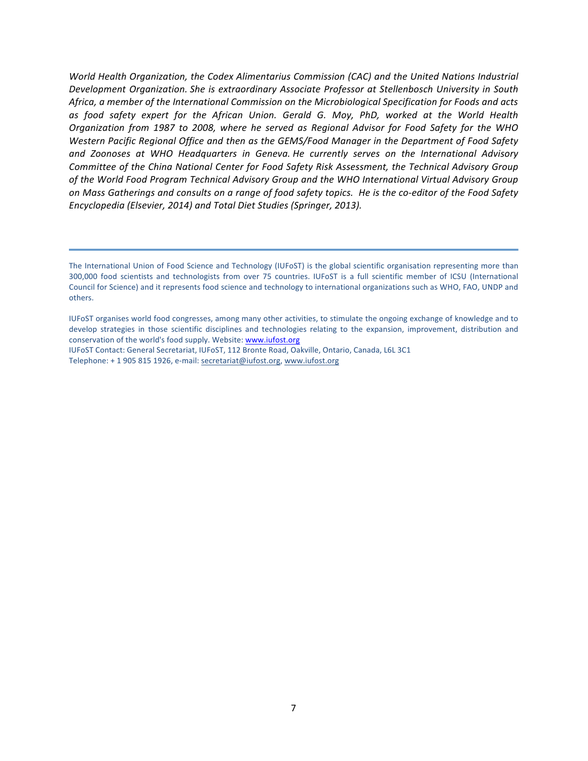*World Health Organization, the Codex Alimentarius Commission (CAC) and the United Nations Industrial Development Organization. She is extraordinary Associate Professor at Stellenbosch University in South Africa, a member of the International Commission on the Microbiological Specification for Foods and acts as food safety expert for the African Union. Gerald G. Moy, PhD, worked at the World Health Organization from 1987 to 2008, where he served as Regional Advisor for Food Safety for the WHO Western Pacific Regional Office and then as the GEMS/Food Manager in the Department of Food Safety and Zoonoses at WHO Headquarters in Geneva. He currently serves on the International Advisory Committee of the China National Center for Food Safety Risk Assessment, the Technical Advisory Group of the World Food Program Technical Advisory Group and the WHO International Virtual Advisory Group on Mass Gatherings and consults on a range of food safety topics. He is the co-editor of the Food Safety Encyclopedia (Elsevier, 2014) and Total Diet Studies (Springer, 2013).*

---

The International Union of Food Science and Technology (IUFoST) is the global scientific organisation representing more than 300,000 food scientists and technologists from over 75 countries. IUFoST is a full scientific member of ICSU (International Council for Science) and it represents food science and technology to international organizations such as WHO, FAO, UNDP and others.

IUFoST organises world food congresses, among many other activities, to stimulate the ongoing exchange of knowledge and to develop strategies in those scientific disciplines and technologies relating to the expansion, improvement, distribution and conservation of the world's food supply. Website: www.iufost.org

IUFoST Contact: General Secretariat, IUFoST, 112 Bronte Road, Oakville, Ontario, Canada, L6L 3C1

Telephone: + 1 905 815 1926, e-mail: secretariat@iufost.org, www.iufost.org